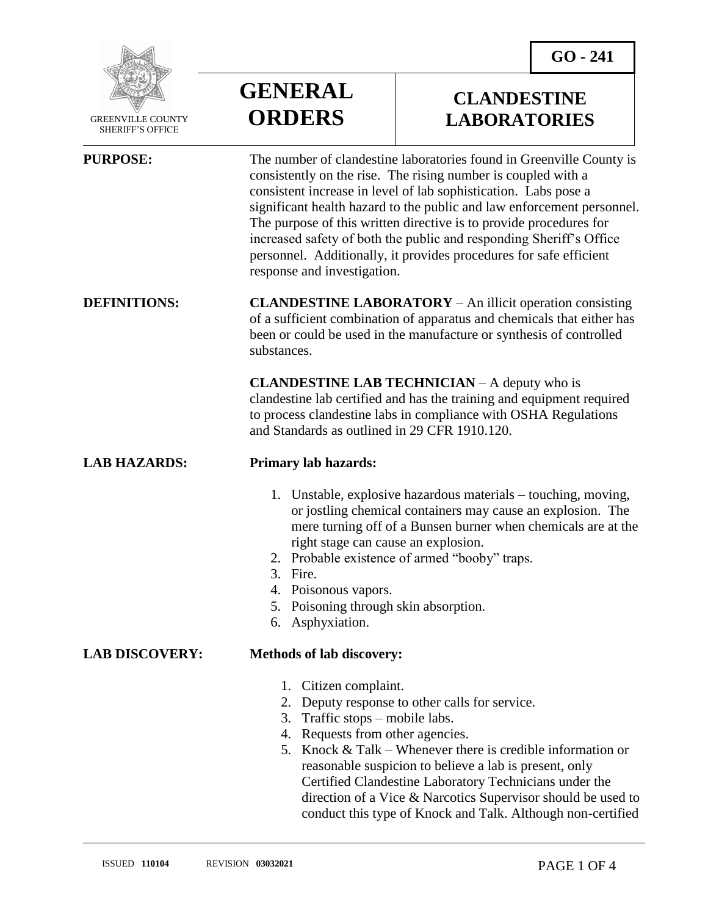GO - 241

GREENVILLE COUNTY SHERIFF'S OFFICE

# GENERAL ORDERS

# CLANDESTINE LABORATORIES

**PURPOSE:**

The number of clandestine laboratories found in Greenville County is consistently on the rise. The rising number is coupled with a consistent increase in level of lab sophistication. Labs pose a significant health hazard to the public and law enforcement personnel. The purpose of this written directive is to provide procedures for increased safety of both the public and responding Sheriff's Office personnel. Additionally, it provides procedures for safe efficient response and investigation.

**DEFINITIONS:**

**CLANDESTINE LABORATORY** – An illicit operation consisting of a sufficient combination of apparatus and chemicals that either has been or could be used in the manufacture or synthesis of controlled substances.

**CLANDESTINE LAB TECHNICIAN** – A deputy who is clandestine lab certified and has the training and equipment required to process clandestine labs in compliance with OSHA Regulations and Standards as outlined in 29 CFR 1910.120.

**LAB HAZARDS:**

**Primary lab hazards:**

1. Unstable, explosive hazardous materials – touching, moving, or jostling chemical containers may cause an explosion. The mere turning off of a Bunsen burner when chemicals are at the right stage can cause an explosion.
2. Probable existence of armed "booby" traps.
3. Fire.
4. Poisonous vapors.
5. Poisoning through skin absorption.
6. Asphyxiation.

**LAB DISCOVERY:**

**Methods of lab discovery:**

1. Citizen complaint.
2. Deputy response to other calls for service.
3. Traffic stops – mobile labs.
4. Requests from other agencies.
5. Knock & Talk – Whenever there is credible information or reasonable suspicion to believe a lab is present, only Certified Clandestine Laboratory Technicians under the direction of a Vice & Narcotics Supervisor should be used to conduct this type of Knock and Talk. Although non-certified

ISSUED **110104** REVISION **03032021**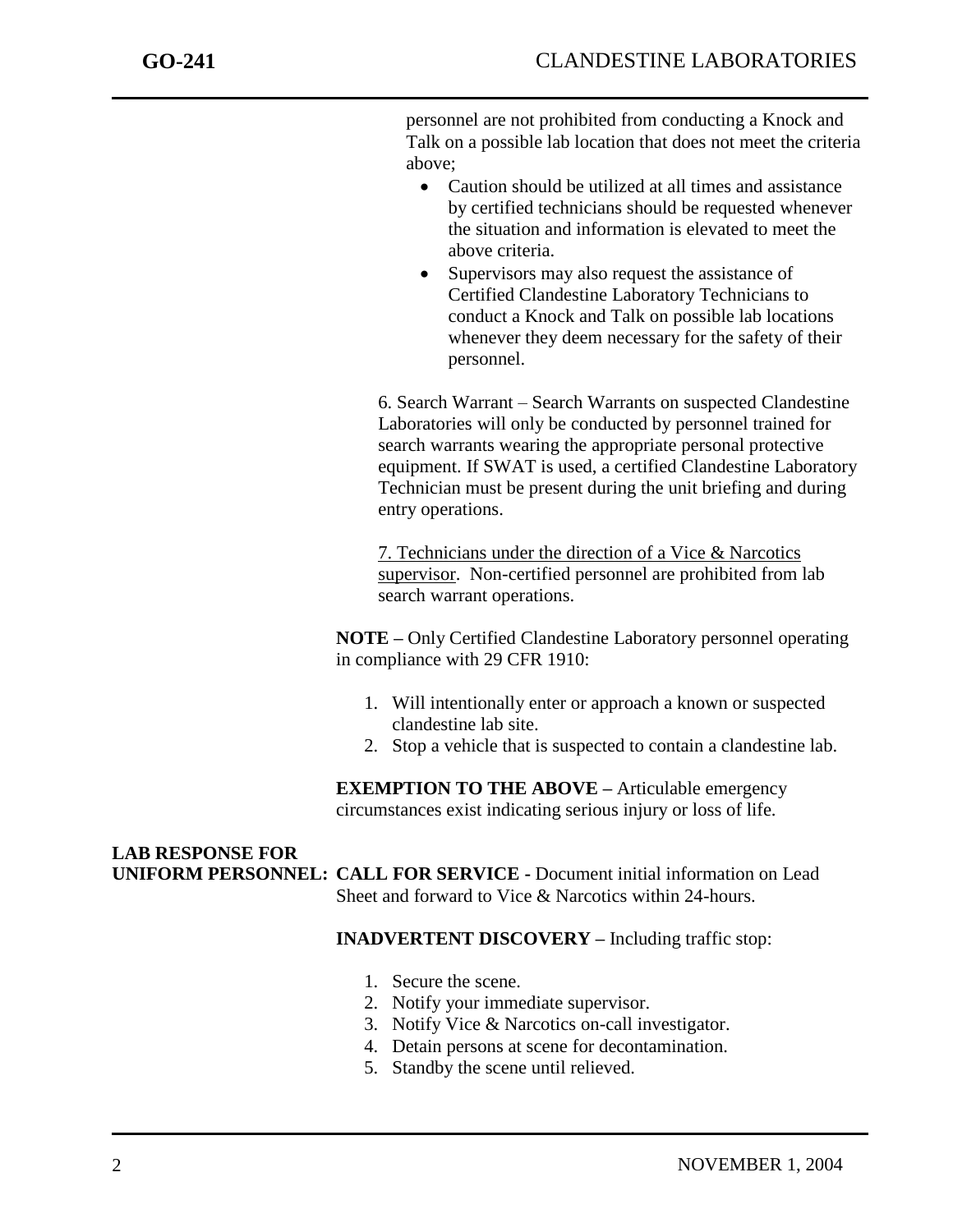personnel are not prohibited from conducting a Knock and Talk on a possible lab location that does not meet the criteria above;

- Caution should be utilized at all times and assistance by certified technicians should be requested whenever the situation and information is elevated to meet the above criteria.
- Supervisors may also request the assistance of Certified Clandestine Laboratory Technicians to conduct a Knock and Talk on possible lab locations whenever they deem necessary for the safety of their personnel.

6. Search Warrant – Search Warrants on suspected Clandestine Laboratories will only be conducted by personnel trained for search warrants wearing the appropriate personal protective equipment. If SWAT is used, a certified Clandestine Laboratory Technician must be present during the unit briefing and during entry operations.

7. <u>Technicians under the direction of a Vice & Narcotics supervisor</u>. Non-certified personnel are prohibited from lab search warrant operations.

**NOTE –** Only Certified Clandestine Laboratory personnel operating in compliance with 29 CFR 1910:

1. Will intentionally enter or approach a known or suspected clandestine lab site.
2. Stop a vehicle that is suspected to contain a clandestine lab.

**EXEMPTION TO THE ABOVE –** Articulable emergency circumstances exist indicating serious injury or loss of life.

**LAB RESPONSE FOR UNIFORM PERSONNEL:**

**CALL FOR SERVICE -** Document initial information on Lead Sheet and forward to Vice & Narcotics within 24-hours.

**INADVERTENT DISCOVERY –** Including traffic stop:

1. Secure the scene.
2. Notify your immediate supervisor.
3. Notify Vice & Narcotics on-call investigator.
4. Detain persons at scene for decontamination.
5. Standby the scene until relieved.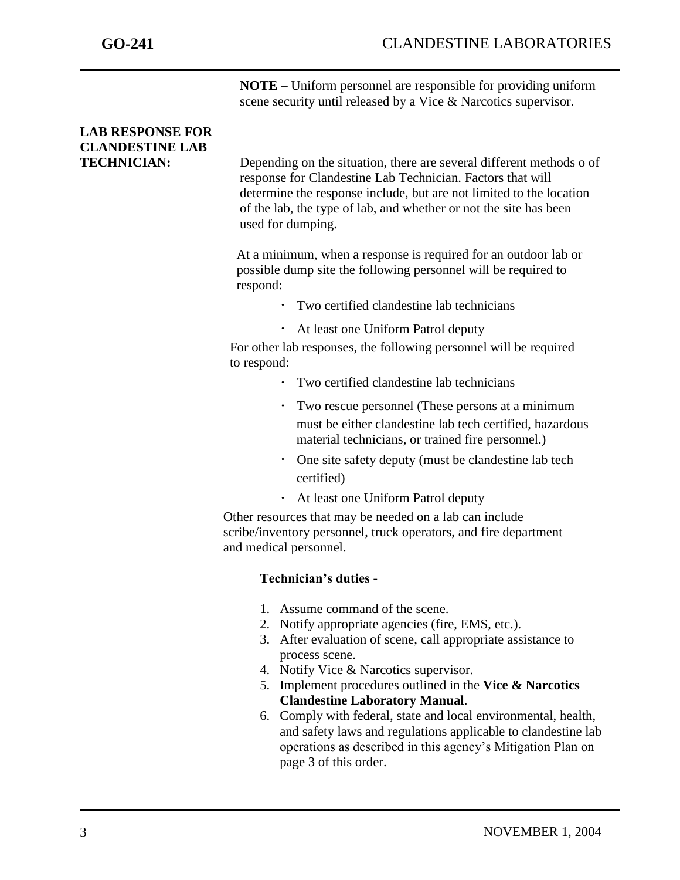**NOTE –** Uniform personnel are responsible for providing uniform scene security until released by a Vice & Narcotics supervisor.

**LAB RESPONSE FOR CLANDESTINE LAB TECHNICIAN:**

Depending on the situation, there are several different methods o of response for Clandestine Lab Technician. Factors that will determine the response include, but are not limited to the location of the lab, the type of lab, and whether or not the site has been used for dumping.

At a minimum, when a response is required for an outdoor lab or possible dump site the following personnel will be required to respond:

- Two certified clandestine lab technicians
- At least one Uniform Patrol deputy

For other lab responses, the following personnel will be required to respond:

- Two certified clandestine lab technicians
- Two rescue personnel (These persons at a minimum must be either clandestine lab tech certified, hazardous material technicians, or trained fire personnel.)
- One site safety deputy (must be clandestine lab tech certified)
- At least one Uniform Patrol deputy

Other resources that may be needed on a lab can include scribe/inventory personnel, truck operators, and fire department and medical personnel.

**Technician's duties -**

1. Assume command of the scene.
2. Notify appropriate agencies (fire, EMS, etc.).
3. After evaluation of scene, call appropriate assistance to process scene.
4. Notify Vice & Narcotics supervisor.
5. Implement procedures outlined in the **Vice & Narcotics Clandestine Laboratory Manual**.
6. Comply with federal, state and local environmental, health, and safety laws and regulations applicable to clandestine lab operations as described in this agency's Mitigation Plan on page 3 of this order.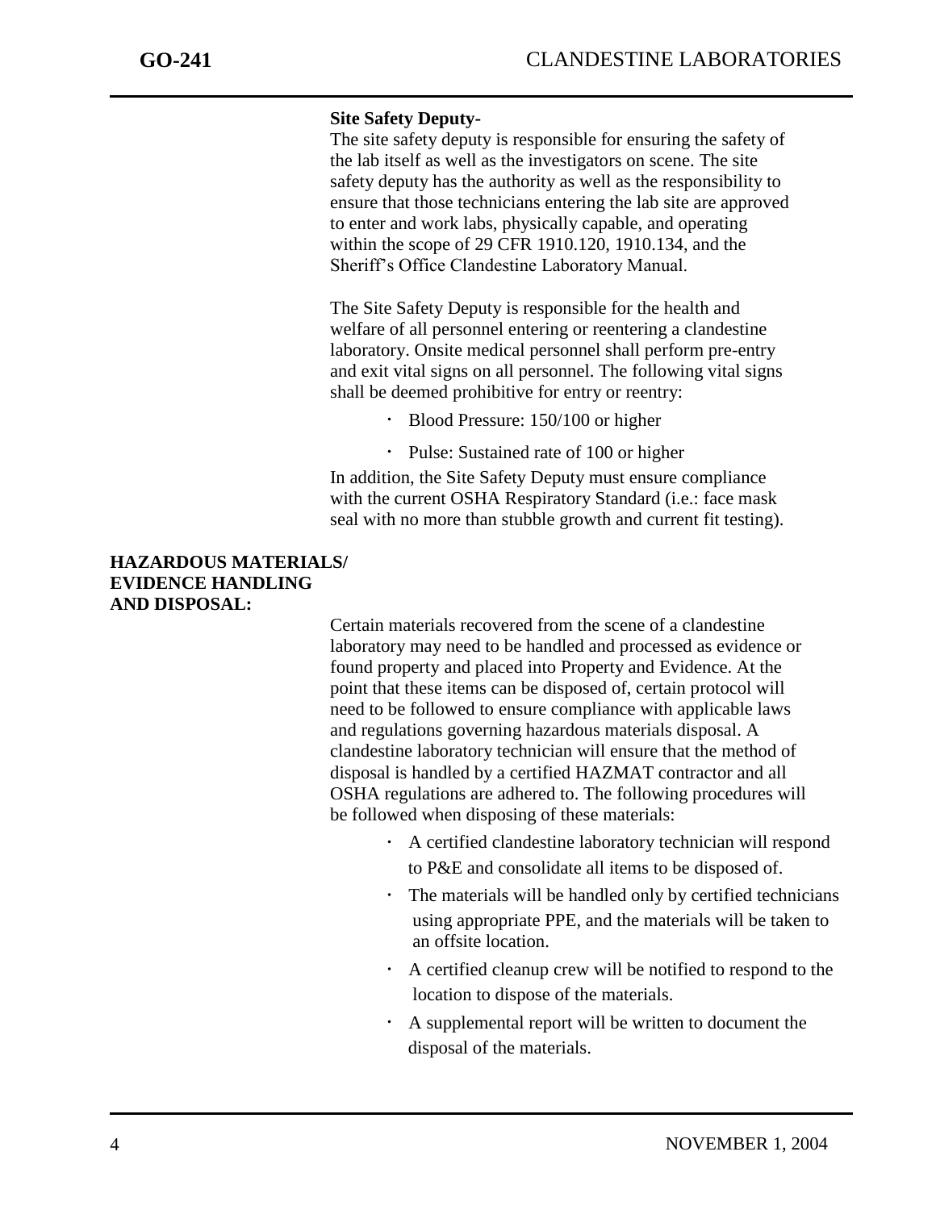**Site Safety Deputy-**

The site safety deputy is responsible for ensuring the safety of the lab itself as well as the investigators on scene. The site safety deputy has the authority as well as the responsibility to ensure that those technicians entering the lab site are approved to enter and work labs, physically capable, and operating within the scope of 29 CFR 1910.120, 1910.134, and the Sheriff's Office Clandestine Laboratory Manual.

The Site Safety Deputy is responsible for the health and welfare of all personnel entering or reentering a clandestine laboratory. Onsite medical personnel shall perform pre-entry and exit vital signs on all personnel. The following vital signs shall be deemed prohibitive for entry or reentry:

- Blood Pressure: 150/100 or higher
- Pulse: Sustained rate of 100 or higher

In addition, the Site Safety Deputy must ensure compliance with the current OSHA Respiratory Standard (i.e.: face mask seal with no more than stubble growth and current fit testing).

**HAZARDOUS MATERIALS/ EVIDENCE HANDLING AND DISPOSAL:**

Certain materials recovered from the scene of a clandestine laboratory may need to be handled and processed as evidence or found property and placed into Property and Evidence. At the point that these items can be disposed of, certain protocol will need to be followed to ensure compliance with applicable laws and regulations governing hazardous materials disposal. A clandestine laboratory technician will ensure that the method of disposal is handled by a certified HAZMAT contractor and all OSHA regulations are adhered to. The following procedures will be followed when disposing of these materials:

- A certified clandestine laboratory technician will respond to P&E and consolidate all items to be disposed of.
- The materials will be handled only by certified technicians using appropriate PPE, and the materials will be taken to an offsite location.
- A certified cleanup crew will be notified to respond to the location to dispose of the materials.
- A supplemental report will be written to document the disposal of the materials.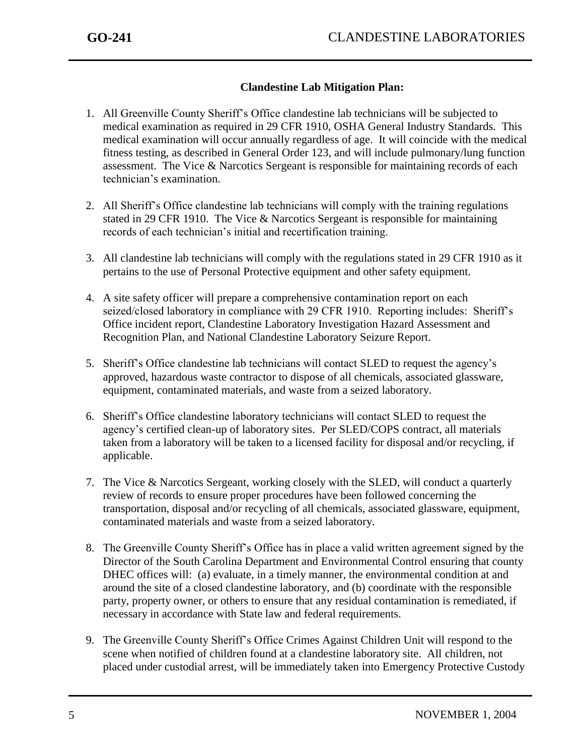**Clandestine Lab Mitigation Plan:**

1. All Greenville County Sheriff's Office clandestine lab technicians will be subjected to medical examination as required in 29 CFR 1910, OSHA General Industry Standards. This medical examination will occur annually regardless of age. It will coincide with the medical fitness testing, as described in General Order 123, and will include pulmonary/lung function assessment. The Vice & Narcotics Sergeant is responsible for maintaining records of each technician's examination.

2. All Sheriff's Office clandestine lab technicians will comply with the training regulations stated in 29 CFR 1910. The Vice & Narcotics Sergeant is responsible for maintaining records of each technician's initial and recertification training.

3. All clandestine lab technicians will comply with the regulations stated in 29 CFR 1910 as it pertains to the use of Personal Protective equipment and other safety equipment.

4. A site safety officer will prepare a comprehensive contamination report on each seized/closed laboratory in compliance with 29 CFR 1910. Reporting includes: Sheriff's Office incident report, Clandestine Laboratory Investigation Hazard Assessment and Recognition Plan, and National Clandestine Laboratory Seizure Report.

5. Sheriff's Office clandestine lab technicians will contact SLED to request the agency's approved, hazardous waste contractor to dispose of all chemicals, associated glassware, equipment, contaminated materials, and waste from a seized laboratory.

6. Sheriff's Office clandestine laboratory technicians will contact SLED to request the agency's certified clean-up of laboratory sites. Per SLED/COPS contract, all materials taken from a laboratory will be taken to a licensed facility for disposal and/or recycling, if applicable.

7. The Vice & Narcotics Sergeant, working closely with the SLED, will conduct a quarterly review of records to ensure proper procedures have been followed concerning the transportation, disposal and/or recycling of all chemicals, associated glassware, equipment, contaminated materials and waste from a seized laboratory.

8. The Greenville County Sheriff's Office has in place a valid written agreement signed by the Director of the South Carolina Department and Environmental Control ensuring that county DHEC offices will: (a) evaluate, in a timely manner, the environmental condition at and around the site of a closed clandestine laboratory, and (b) coordinate with the responsible party, property owner, or others to ensure that any residual contamination is remediated, if necessary in accordance with State law and federal requirements.

9. The Greenville County Sheriff's Office Crimes Against Children Unit will respond to the scene when notified of children found at a clandestine laboratory site. All children, not placed under custodial arrest, will be immediately taken into Emergency Protective Custody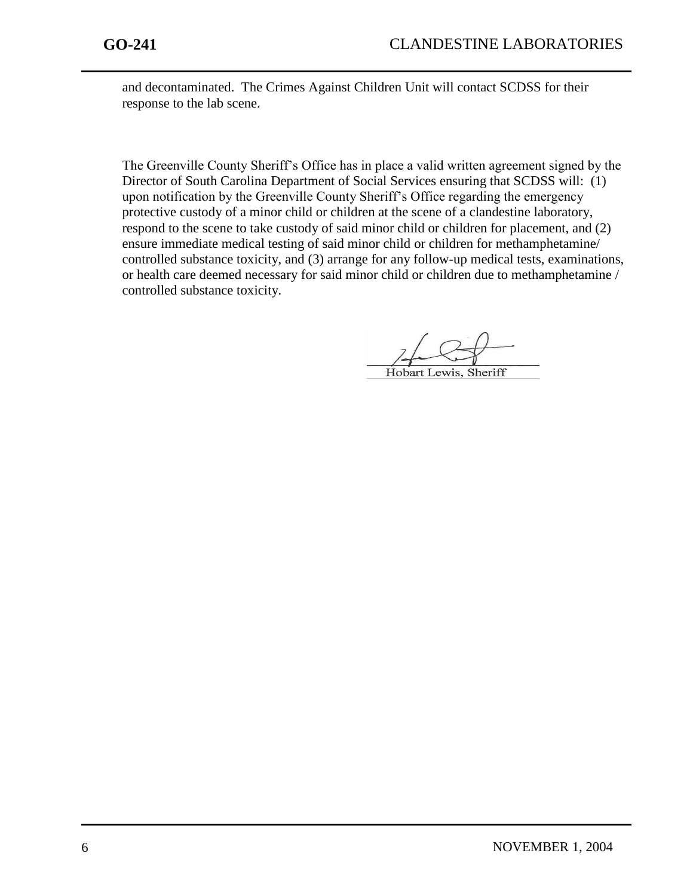and decontaminated. The Crimes Against Children Unit will contact SCDSS for their response to the lab scene.

The Greenville County Sheriff's Office has in place a valid written agreement signed by the Director of South Carolina Department of Social Services ensuring that SCDSS will: (1) upon notification by the Greenville County Sheriff's Office regarding the emergency protective custody of a minor child or children at the scene of a clandestine laboratory, respond to the scene to take custody of said minor child or children for placement, and (2) ensure immediate medical testing of said minor child or children for methamphetamine/ controlled substance toxicity, and (3) arrange for any follow-up medical tests, examinations, or health care deemed necessary for said minor child or children due to methamphetamine / controlled substance toxicity.

Hobart Lewis, Sheriff